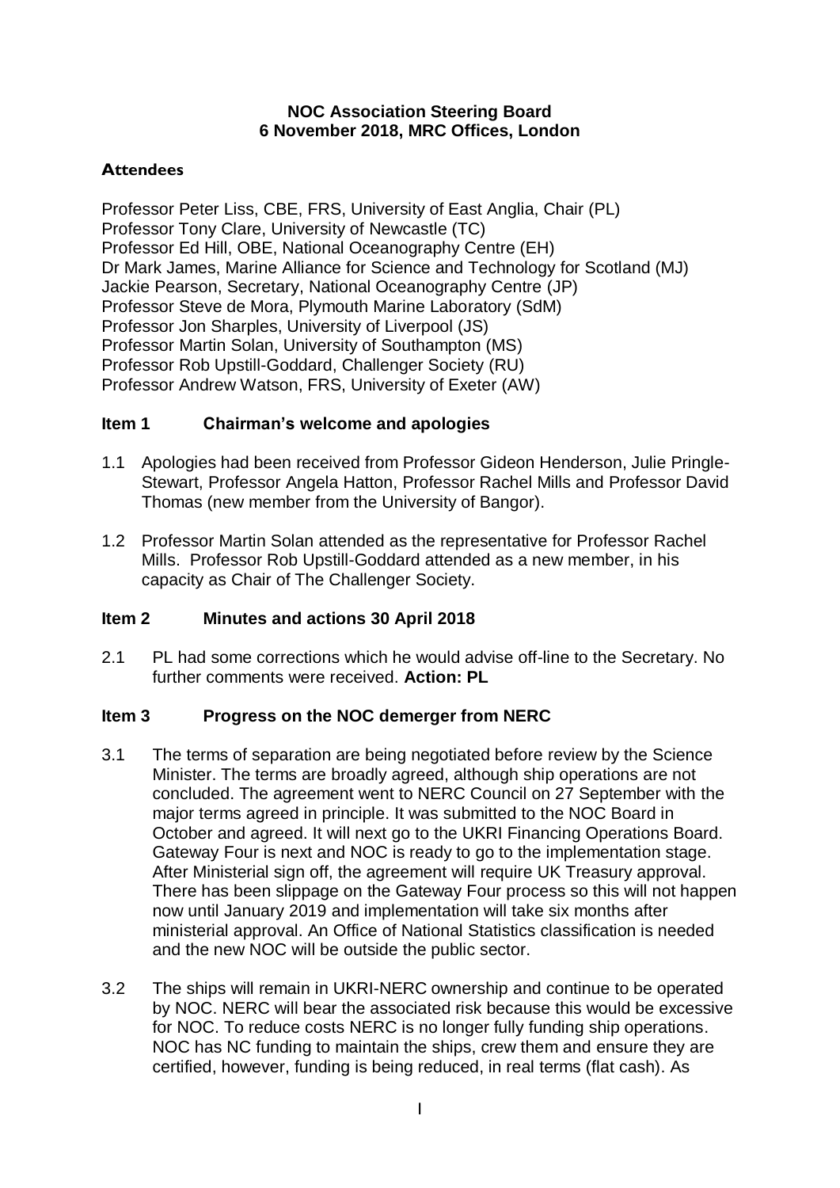**NOC Association Steering Board**
**6 November 2018, MRC Offices, London**

**Attendees**

Professor Peter Liss, CBE, FRS, University of East Anglia, Chair (PL)
Professor Tony Clare, University of Newcastle (TC)
Professor Ed Hill, OBE, National Oceanography Centre (EH)
Dr Mark James, Marine Alliance for Science and Technology for Scotland (MJ)
Jackie Pearson, Secretary, National Oceanography Centre (JP)
Professor Steve de Mora, Plymouth Marine Laboratory (SdM)
Professor Jon Sharples, University of Liverpool (JS)
Professor Martin Solan, University of Southampton (MS)
Professor Rob Upstill-Goddard, Challenger Society (RU)
Professor Andrew Watson, FRS, University of Exeter (AW)

## Item 1 Chairman's welcome and apologies

1.1 Apologies had been received from Professor Gideon Henderson, Julie Pringle-Stewart, Professor Angela Hatton, Professor Rachel Mills and Professor David Thomas (new member from the University of Bangor).

1.2 Professor Martin Solan attended as the representative for Professor Rachel Mills. Professor Rob Upstill-Goddard attended as a new member, in his capacity as Chair of The Challenger Society.

## Item 2 Minutes and actions 30 April 2018

2.1 PL had some corrections which he would advise off-line to the Secretary. No further comments were received. **Action: PL**

## Item 3 Progress on the NOC demerger from NERC

3.1 The terms of separation are being negotiated before review by the Science Minister. The terms are broadly agreed, although ship operations are not concluded. The agreement went to NERC Council on 27 September with the major terms agreed in principle. It was submitted to the NOC Board in October and agreed. It will next go to the UKRI Financing Operations Board. Gateway Four is next and NOC is ready to go to the implementation stage. After Ministerial sign off, the agreement will require UK Treasury approval. There has been slippage on the Gateway Four process so this will not happen now until January 2019 and implementation will take six months after ministerial approval. An Office of National Statistics classification is needed and the new NOC will be outside the public sector.

3.2 The ships will remain in UKRI-NERC ownership and continue to be operated by NOC. NERC will bear the associated risk because this would be excessive for NOC. To reduce costs NERC is no longer fully funding ship operations. NOC has NC funding to maintain the ships, crew them and ensure they are certified, however, funding is being reduced, in real terms (flat cash). As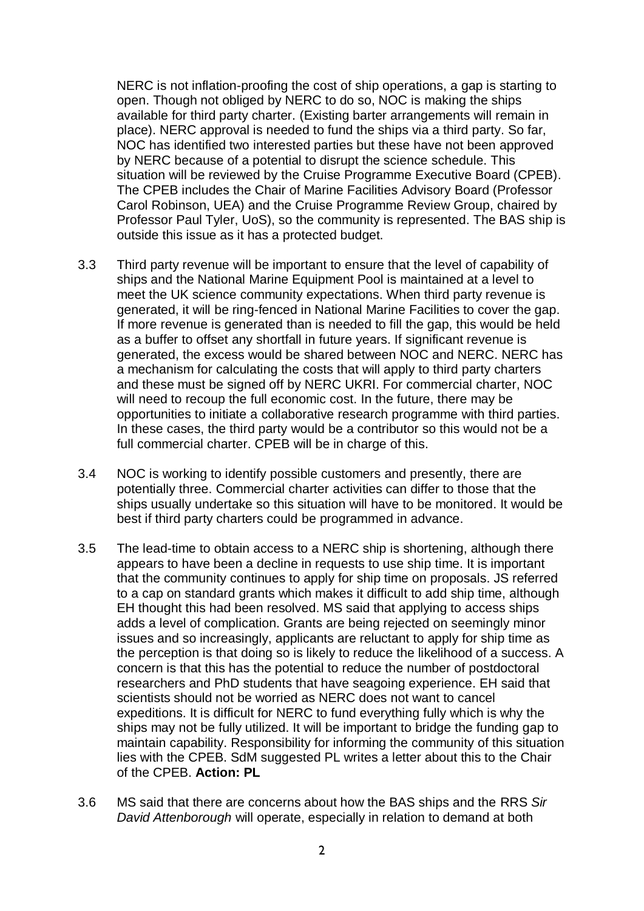NERC is not inflation-proofing the cost of ship operations, a gap is starting to open. Though not obliged by NERC to do so, NOC is making the ships available for third party charter. (Existing barter arrangements will remain in place). NERC approval is needed to fund the ships via a third party. So far, NOC has identified two interested parties but these have not been approved by NERC because of a potential to disrupt the science schedule. This situation will be reviewed by the Cruise Programme Executive Board (CPEB). The CPEB includes the Chair of Marine Facilities Advisory Board (Professor Carol Robinson, UEA) and the Cruise Programme Review Group, chaired by Professor Paul Tyler, UoS), so the community is represented. The BAS ship is outside this issue as it has a protected budget.

3.3 Third party revenue will be important to ensure that the level of capability of ships and the National Marine Equipment Pool is maintained at a level to meet the UK science community expectations. When third party revenue is generated, it will be ring-fenced in National Marine Facilities to cover the gap. If more revenue is generated than is needed to fill the gap, this would be held as a buffer to offset any shortfall in future years. If significant revenue is generated, the excess would be shared between NOC and NERC. NERC has a mechanism for calculating the costs that will apply to third party charters and these must be signed off by NERC UKRI. For commercial charter, NOC will need to recoup the full economic cost. In the future, there may be opportunities to initiate a collaborative research programme with third parties. In these cases, the third party would be a contributor so this would not be a full commercial charter. CPEB will be in charge of this.

3.4 NOC is working to identify possible customers and presently, there are potentially three. Commercial charter activities can differ to those that the ships usually undertake so this situation will have to be monitored. It would be best if third party charters could be programmed in advance.

3.5 The lead-time to obtain access to a NERC ship is shortening, although there appears to have been a decline in requests to use ship time. It is important that the community continues to apply for ship time on proposals. JS referred to a cap on standard grants which makes it difficult to add ship time, although EH thought this had been resolved. MS said that applying to access ships adds a level of complication. Grants are being rejected on seemingly minor issues and so increasingly, applicants are reluctant to apply for ship time as the perception is that doing so is likely to reduce the likelihood of a success. A concern is that this has the potential to reduce the number of postdoctoral researchers and PhD students that have seagoing experience. EH said that scientists should not be worried as NERC does not want to cancel expeditions. It is difficult for NERC to fund everything fully which is why the ships may not be fully utilized. It will be important to bridge the funding gap to maintain capability. Responsibility for informing the community of this situation lies with the CPEB. SdM suggested PL writes a letter about this to the Chair of the CPEB. **Action: PL**

3.6 MS said that there are concerns about how the BAS ships and the RRS *Sir David Attenborough* will operate, especially in relation to demand at both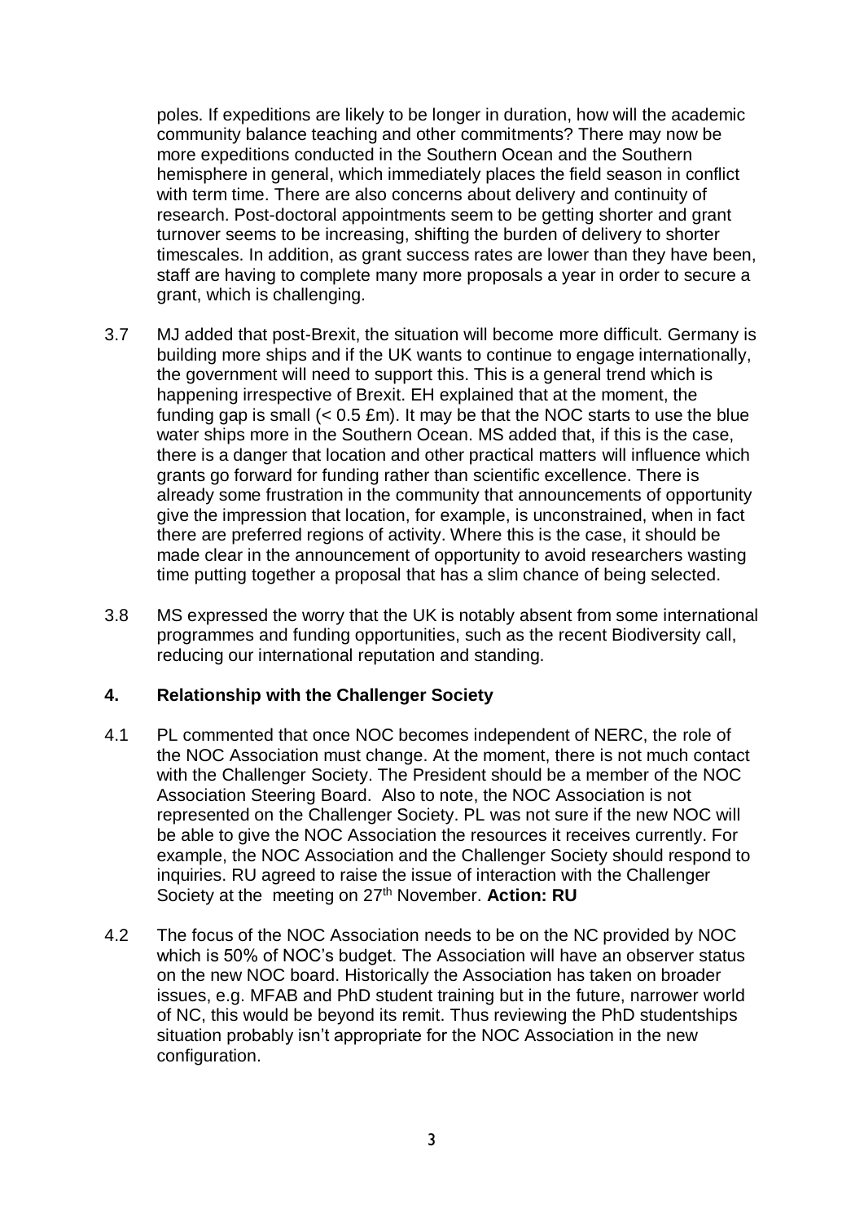poles. If expeditions are likely to be longer in duration, how will the academic community balance teaching and other commitments? There may now be more expeditions conducted in the Southern Ocean and the Southern hemisphere in general, which immediately places the field season in conflict with term time. There are also concerns about delivery and continuity of research. Post-doctoral appointments seem to be getting shorter and grant turnover seems to be increasing, shifting the burden of delivery to shorter timescales. In addition, as grant success rates are lower than they have been, staff are having to complete many more proposals a year in order to secure a grant, which is challenging.

3.7 MJ added that post-Brexit, the situation will become more difficult. Germany is building more ships and if the UK wants to continue to engage internationally, the government will need to support this. This is a general trend which is happening irrespective of Brexit. EH explained that at the moment, the funding gap is small (< 0.5 £m). It may be that the NOC starts to use the blue water ships more in the Southern Ocean. MS added that, if this is the case, there is a danger that location and other practical matters will influence which grants go forward for funding rather than scientific excellence. There is already some frustration in the community that announcements of opportunity give the impression that location, for example, is unconstrained, when in fact there are preferred regions of activity. Where this is the case, it should be made clear in the announcement of opportunity to avoid researchers wasting time putting together a proposal that has a slim chance of being selected.

3.8 MS expressed the worry that the UK is notably absent from some international programmes and funding opportunities, such as the recent Biodiversity call, reducing our international reputation and standing.

## 4. Relationship with the Challenger Society

4.1 PL commented that once NOC becomes independent of NERC, the role of the NOC Association must change. At the moment, there is not much contact with the Challenger Society. The President should be a member of the NOC Association Steering Board. Also to note, the NOC Association is not represented on the Challenger Society. PL was not sure if the new NOC will be able to give the NOC Association the resources it receives currently. For example, the NOC Association and the Challenger Society should respond to inquiries. RU agreed to raise the issue of interaction with the Challenger Society at the meeting on 27th November. **Action: RU**

4.2 The focus of the NOC Association needs to be on the NC provided by NOC which is 50% of NOC's budget. The Association will have an observer status on the new NOC board. Historically the Association has taken on broader issues, e.g. MFAB and PhD student training but in the future, narrower world of NC, this would be beyond its remit. Thus reviewing the PhD studentships situation probably isn't appropriate for the NOC Association in the new configuration.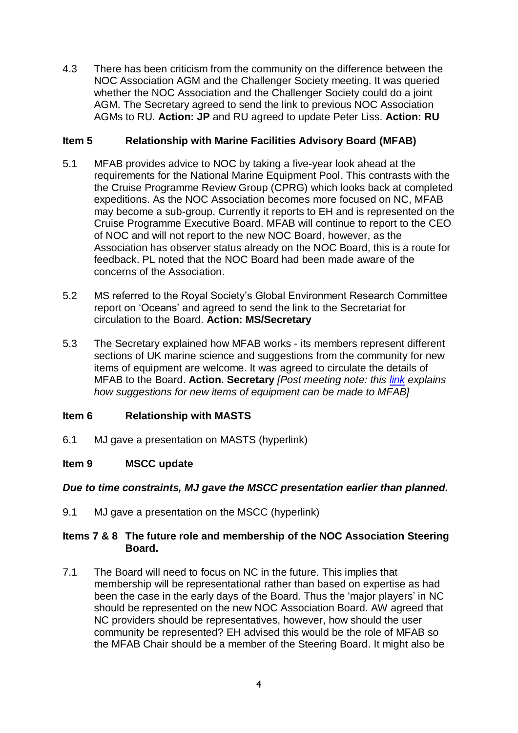4.3 There has been criticism from the community on the difference between the NOC Association AGM and the Challenger Society meeting. It was queried whether the NOC Association and the Challenger Society could do a joint AGM. The Secretary agreed to send the link to previous NOC Association AGMs to RU. **Action: JP** and RU agreed to update Peter Liss. **Action: RU**

## Item 5 Relationship with Marine Facilities Advisory Board (MFAB)

5.1 MFAB provides advice to NOC by taking a five-year look ahead at the requirements for the National Marine Equipment Pool. This contrasts with the the Cruise Programme Review Group (CPRG) which looks back at completed expeditions. As the NOC Association becomes more focused on NC, MFAB may become a sub-group. Currently it reports to EH and is represented on the Cruise Programme Executive Board. MFAB will continue to report to the CEO of NOC and will not report to the new NOC Board, however, as the Association has observer status already on the NOC Board, this is a route for feedback. PL noted that the NOC Board had been made aware of the concerns of the Association.

5.2 MS referred to the Royal Society's Global Environment Research Committee report on 'Oceans' and agreed to send the link to the Secretariat for circulation to the Board. **Action: MS/Secretary**

5.3 The Secretary explained how MFAB works - its members represent different sections of UK marine science and suggestions from the community for new items of equipment are welcome. It was agreed to circulate the details of MFAB to the Board. **Action. Secretary** *[Post meeting note: this link explains how suggestions for new items of equipment can be made to MFAB]*

## Item 6 Relationship with MASTS

6.1 MJ gave a presentation on MASTS (hyperlink)

## Item 9 MSCC update

***Due to time constraints, MJ gave the MSCC presentation earlier than planned.***

9.1 MJ gave a presentation on the MSCC (hyperlink)

## Items 7 & 8 The future role and membership of the NOC Association Steering Board.

7.1 The Board will need to focus on NC in the future. This implies that membership will be representational rather than based on expertise as had been the case in the early days of the Board. Thus the 'major players' in NC should be represented on the new NOC Association Board. AW agreed that NC providers should be representatives, however, how should the user community be represented? EH advised this would be the role of MFAB so the MFAB Chair should be a member of the Steering Board. It might also be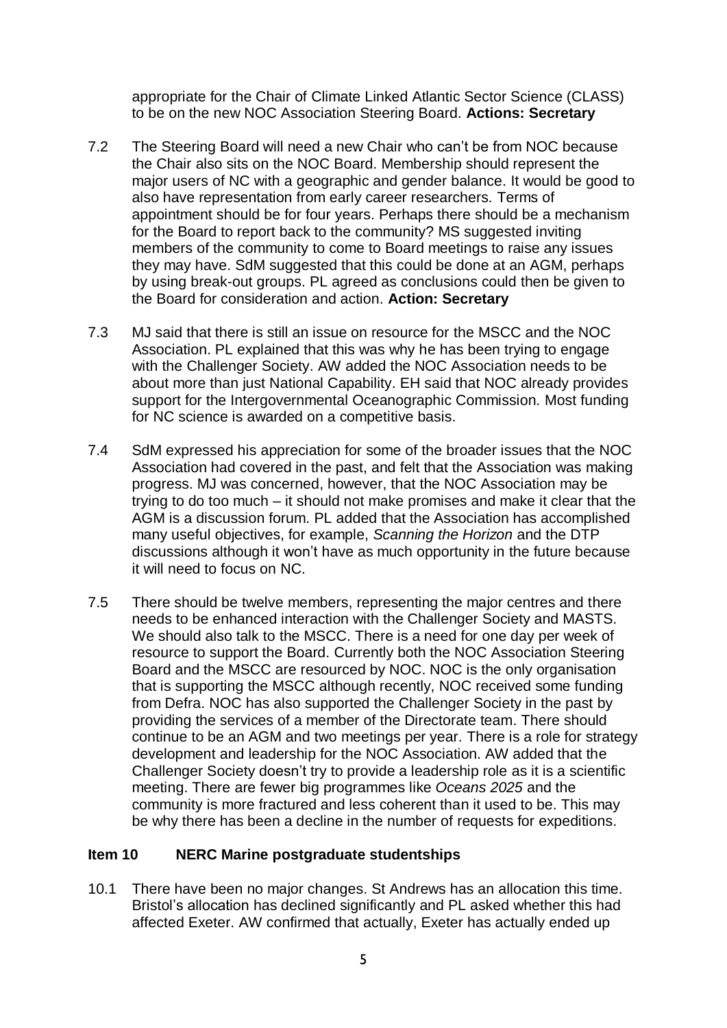appropriate for the Chair of Climate Linked Atlantic Sector Science (CLASS) to be on the new NOC Association Steering Board. **Actions: Secretary**

7.2 The Steering Board will need a new Chair who can't be from NOC because the Chair also sits on the NOC Board. Membership should represent the major users of NC with a geographic and gender balance. It would be good to also have representation from early career researchers. Terms of appointment should be for four years. Perhaps there should be a mechanism for the Board to report back to the community? MS suggested inviting members of the community to come to Board meetings to raise any issues they may have. SdM suggested that this could be done at an AGM, perhaps by using break-out groups. PL agreed as conclusions could then be given to the Board for consideration and action. **Action: Secretary**

7.3 MJ said that there is still an issue on resource for the MSCC and the NOC Association. PL explained that this was why he has been trying to engage with the Challenger Society. AW added the NOC Association needs to be about more than just National Capability. EH said that NOC already provides support for the Intergovernmental Oceanographic Commission. Most funding for NC science is awarded on a competitive basis.

7.4 SdM expressed his appreciation for some of the broader issues that the NOC Association had covered in the past, and felt that the Association was making progress. MJ was concerned, however, that the NOC Association may be trying to do too much – it should not make promises and make it clear that the AGM is a discussion forum. PL added that the Association has accomplished many useful objectives, for example, *Scanning the Horizon* and the DTP discussions although it won't have as much opportunity in the future because it will need to focus on NC.

7.5 There should be twelve members, representing the major centres and there needs to be enhanced interaction with the Challenger Society and MASTS. We should also talk to the MSCC. There is a need for one day per week of resource to support the Board. Currently both the NOC Association Steering Board and the MSCC are resourced by NOC. NOC is the only organisation that is supporting the MSCC although recently, NOC received some funding from Defra. NOC has also supported the Challenger Society in the past by providing the services of a member of the Directorate team. There should continue to be an AGM and two meetings per year. There is a role for strategy development and leadership for the NOC Association. AW added that the Challenger Society doesn't try to provide a leadership role as it is a scientific meeting. There are fewer big programmes like *Oceans 2025* and the community is more fractured and less coherent than it used to be. This may be why there has been a decline in the number of requests for expeditions.

### Item 10 NERC Marine postgraduate studentships

10.1 There have been no major changes. St Andrews has an allocation this time. Bristol's allocation has declined significantly and PL asked whether this had affected Exeter. AW confirmed that actually, Exeter has actually ended up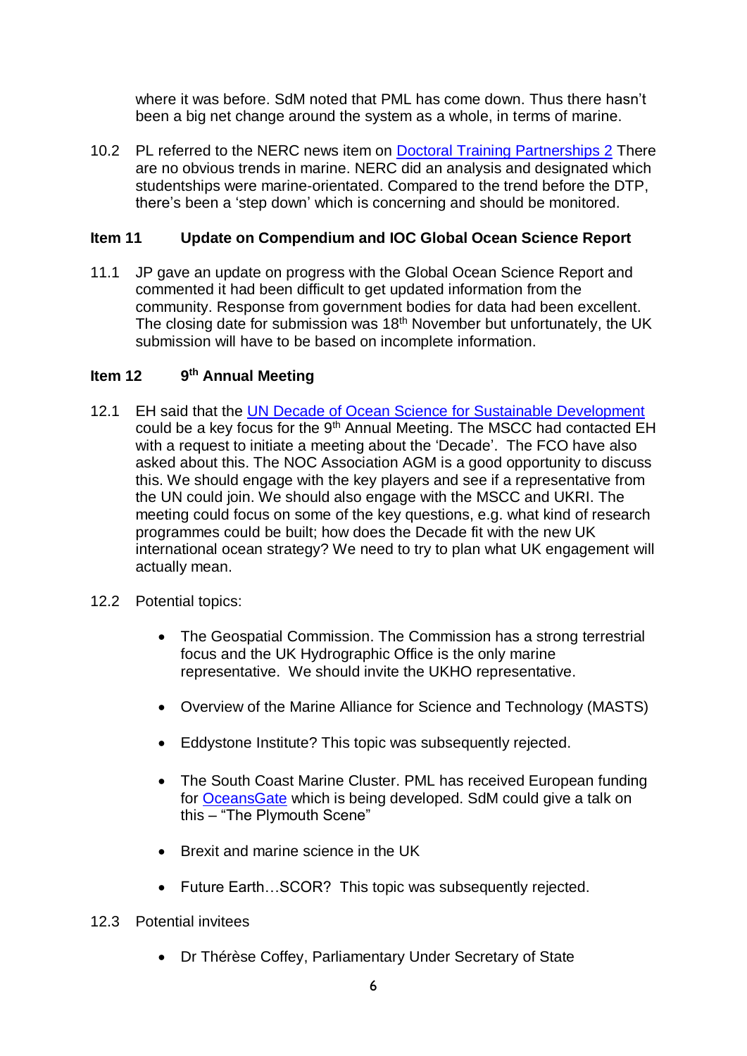where it was before. SdM noted that PML has come down. Thus there hasn't been a big net change around the system as a whole, in terms of marine.

10.2 PL referred to the NERC news item on Doctoral Training Partnerships 2 There are no obvious trends in marine. NERC did an analysis and designated which studentships were marine-orientated. Compared to the trend before the DTP, there's been a 'step down' which is concerning and should be monitored.

**Item 11 Update on Compendium and IOC Global Ocean Science Report**

11.1 JP gave an update on progress with the Global Ocean Science Report and commented it had been difficult to get updated information from the community. Response from government bodies for data had been excellent. The closing date for submission was 18th November but unfortunately, the UK submission will have to be based on incomplete information.

**Item 12 9th Annual Meeting**

12.1 EH said that the UN Decade of Ocean Science for Sustainable Development could be a key focus for the 9th Annual Meeting. The MSCC had contacted EH with a request to initiate a meeting about the 'Decade'. The FCO have also asked about this. The NOC Association AGM is a good opportunity to discuss this. We should engage with the key players and see if a representative from the UN could join. We should also engage with the MSCC and UKRI. The meeting could focus on some of the key questions, e.g. what kind of research programmes could be built; how does the Decade fit with the new UK international ocean strategy? We need to try to plan what UK engagement will actually mean.

12.2 Potential topics:

- The Geospatial Commission. The Commission has a strong terrestrial focus and the UK Hydrographic Office is the only marine representative. We should invite the UKHO representative.
- Overview of the Marine Alliance for Science and Technology (MASTS)
- Eddystone Institute? This topic was subsequently rejected.
- The South Coast Marine Cluster. PML has received European funding for OceansGate which is being developed. SdM could give a talk on this – "The Plymouth Scene"
- Brexit and marine science in the UK
- Future Earth…SCOR? This topic was subsequently rejected.

12.3 Potential invitees

- Dr Thérèse Coffey, Parliamentary Under Secretary of State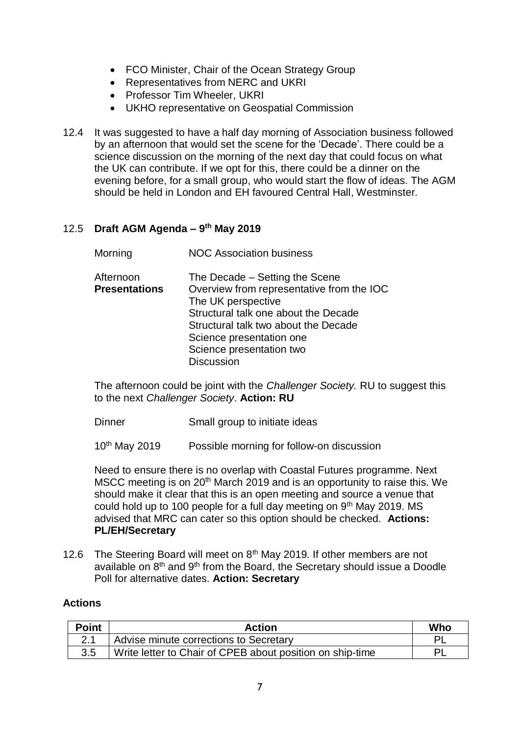- FCO Minister, Chair of the Ocean Strategy Group
- Representatives from NERC and UKRI
- Professor Tim Wheeler, UKRI
- UKHO representative on Geospatial Commission

12.4 It was suggested to have a half day morning of Association business followed by an afternoon that would set the scene for the 'Decade'. There could be a science discussion on the morning of the next day that could focus on what the UK can contribute. If we opt for this, there could be a dinner on the evening before, for a small group, who would start the flow of ideas. The AGM should be held in London and EH favoured Central Hall, Westminster.

12.5 **Draft AGM Agenda – 9th May 2019**

Morning — NOC Association business

Afternoon **Presentations** — The Decade – Setting the Scene
Overview from representative from the IOC
The UK perspective
Structural talk one about the Decade
Structural talk two about the Decade
Science presentation one
Science presentation two
Discussion

The afternoon could be joint with the *Challenger Society.* RU to suggest this to the next *Challenger Society*. **Action: RU**

Dinner — Small group to initiate ideas

10th May 2019 — Possible morning for follow-on discussion

Need to ensure there is no overlap with Coastal Futures programme. Next MSCC meeting is on 20th March 2019 and is an opportunity to raise this. We should make it clear that this is an open meeting and source a venue that could hold up to 100 people for a full day meeting on 9th May 2019. MS advised that MRC can cater so this option should be checked. **Actions: PL/EH/Secretary**

12.6 The Steering Board will meet on 8th May 2019. If other members are not available on 8th and 9th from the Board, the Secretary should issue a Doodle Poll for alternative dates. **Action: Secretary**

**Actions**

| Point | Action | Who |
|---|---|---|
| 2.1 | Advise minute corrections to Secretary | PL |
| 3.5 | Write letter to Chair of CPEB about position on ship-time | PL |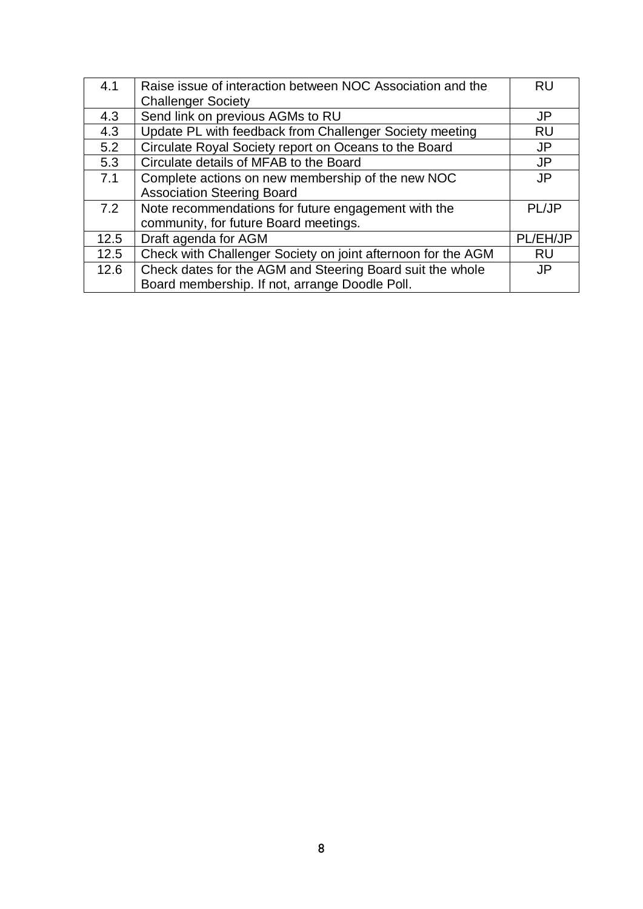| | | |
|---|---|---|
| 4.1 | Raise issue of interaction between NOC Association and the Challenger Society | RU |
| 4.3 | Send link on previous AGMs to RU | JP |
| 4.3 | Update PL with feedback from Challenger Society meeting | RU |
| 5.2 | Circulate Royal Society report on Oceans to the Board | JP |
| 5.3 | Circulate details of MFAB to the Board | JP |
| 7.1 | Complete actions on new membership of the new NOC Association Steering Board | JP |
| 7.2 | Note recommendations for future engagement with the community, for future Board meetings. | PL/JP |
| 12.5 | Draft agenda for AGM | PL/EH/JP |
| 12.5 | Check with Challenger Society on joint afternoon for the AGM | RU |
| 12.6 | Check dates for the AGM and Steering Board suit the whole Board membership. If not, arrange Doodle Poll. | JP |